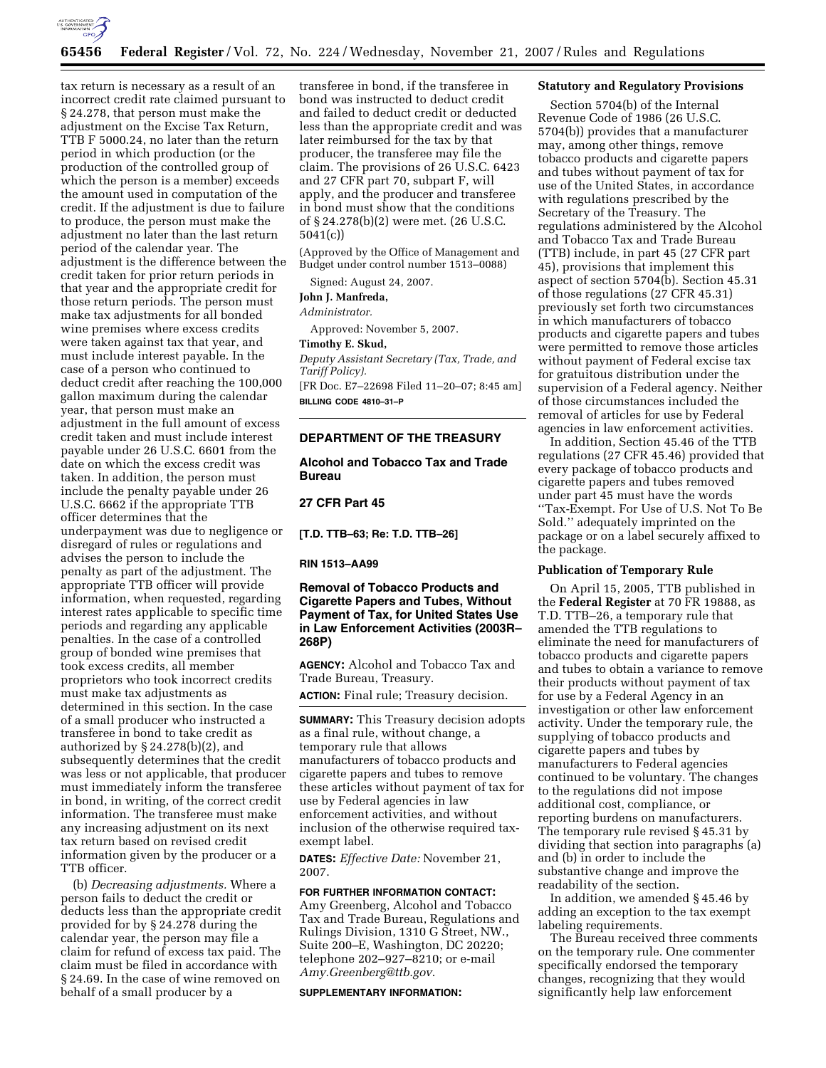tax return is necessary as a result of an incorrect credit rate claimed pursuant to § 24.278, that person must make the adjustment on the Excise Tax Return, TTB F 5000.24, no later than the return period in which production (or the production of the controlled group of which the person is a member) exceeds the amount used in computation of the credit. If the adjustment is due to failure to produce, the person must make the adjustment no later than the last return period of the calendar year. The adjustment is the difference between the credit taken for prior return periods in that year and the appropriate credit for those return periods. The person must make tax adjustments for all bonded wine premises where excess credits were taken against tax that year, and must include interest payable. In the case of a person who continued to deduct credit after reaching the 100,000 gallon maximum during the calendar year, that person must make an adjustment in the full amount of excess credit taken and must include interest payable under 26 U.S.C. 6601 from the date on which the excess credit was taken. In addition, the person must include the penalty payable under 26 U.S.C. 6662 if the appropriate TTB officer determines that the underpayment was due to negligence or disregard of rules or regulations and advises the person to include the penalty as part of the adjustment. The appropriate TTB officer will provide information, when requested, regarding interest rates applicable to specific time periods and regarding any applicable penalties. In the case of a controlled group of bonded wine premises that took excess credits, all member proprietors who took incorrect credits must make tax adjustments as determined in this section. In the case of a small producer who instructed a transferee in bond to take credit as authorized by § 24.278(b)(2), and subsequently determines that the credit was less or not applicable, that producer must immediately inform the transferee in bond, in writing, of the correct credit information. The transferee must make any increasing adjustment on its next tax return based on revised credit information given by the producer or a TTB officer.

(b) *Decreasing adjustments.* Where a person fails to deduct the credit or deducts less than the appropriate credit provided for by § 24.278 during the calendar year, the person may file a claim for refund of excess tax paid. The claim must be filed in accordance with § 24.69. In the case of wine removed on behalf of a small producer by a transferee in bond, if the transferee in bond was instructed to deduct credit and failed to deduct credit or deducted less than the appropriate credit and was later reimbursed for the tax by that producer, the transferee may file the claim. The provisions of 26 U.S.C. 6423 and 27 CFR part 70, subpart F, will apply, and the producer and transferee in bond must show that the conditions of § 24.278(b)(2) were met. (26 U.S.C. 5041(c))

(Approved by the Office of Management and Budget under control number 1513–0088)

Signed: August 24, 2007.

**John J. Manfreda,**

*Administrator.*

Approved: November 5, 2007.

**Timothy E. Skud,**

*Deputy Assistant Secretary (Tax, Trade, and Tariff Policy).*

[FR Doc. E7–22698 Filed 11–20–07; 8:45 am]

**BILLING CODE 4810–31–P**

---

## DEPARTMENT OF THE TREASURY

## Alcohol and Tobacco Tax and Trade Bureau

## 27 CFR Part 45

**[T.D. TTB–63; Re: T.D. TTB–26]**

**RIN 1513–AA99**

## Removal of Tobacco Products and Cigarette Papers and Tubes, Without Payment of Tax, for United States Use in Law Enforcement Activities (2003R–268P)

**AGENCY:** Alcohol and Tobacco Tax and Trade Bureau, Treasury.

**ACTION:** Final rule; Treasury decision.

**SUMMARY:** This Treasury decision adopts as a final rule, without change, a temporary rule that allows manufacturers of tobacco products and cigarette papers and tubes to remove these articles without payment of tax for use by Federal agencies in law enforcement activities, and without inclusion of the otherwise required tax-exempt label.

**DATES:** *Effective Date:* November 21, 2007.

**FOR FURTHER INFORMATION CONTACT:** Amy Greenberg, Alcohol and Tobacco Tax and Trade Bureau, Regulations and Rulings Division, 1310 G Street, NW., Suite 200–E, Washington, DC 20220; telephone 202–927–8210; or e-mail *Amy.Greenberg@ttb.gov*.

**SUPPLEMENTARY INFORMATION:**

### Statutory and Regulatory Provisions

Section 5704(b) of the Internal Revenue Code of 1986 (26 U.S.C. 5704(b)) provides that a manufacturer may, among other things, remove tobacco products and cigarette papers and tubes without payment of tax for use of the United States, in accordance with regulations prescribed by the Secretary of the Treasury. The regulations administered by the Alcohol and Tobacco Tax and Trade Bureau (TTB) include, in part 45 (27 CFR part 45), provisions that implement this aspect of section 5704(b). Section 45.31 of those regulations (27 CFR 45.31) previously set forth two circumstances in which manufacturers of tobacco products and cigarette papers and tubes were permitted to remove those articles without payment of Federal excise tax for gratuitous distribution under the supervision of a Federal agency. Neither of those circumstances included the removal of articles for use by Federal agencies in law enforcement activities.

In addition, Section 45.46 of the TTB regulations (27 CFR 45.46) provided that every package of tobacco products and cigarette papers and tubes removed under part 45 must have the words ''Tax-Exempt. For Use of U.S. Not To Be Sold.'' adequately imprinted on the package or on a label securely affixed to the package.

### Publication of Temporary Rule

On April 15, 2005, TTB published in the **Federal Register** at 70 FR 19888, as T.D. TTB–26, a temporary rule that amended the TTB regulations to eliminate the need for manufacturers of tobacco products and cigarette papers and tubes to obtain a variance to remove their products without payment of tax for use by a Federal Agency in an investigation or other law enforcement activity. Under the temporary rule, the supplying of tobacco products and cigarette papers and tubes by manufacturers to Federal agencies continued to be voluntary. The changes to the regulations did not impose additional cost, compliance, or reporting burdens on manufacturers. The temporary rule revised § 45.31 by dividing that section into paragraphs (a) and (b) in order to include the substantive change and improve the readability of the section.

In addition, we amended § 45.46 by adding an exception to the tax exempt labeling requirements.

The Bureau received three comments on the temporary rule. One commenter specifically endorsed the temporary changes, recognizing that they would significantly help law enforcement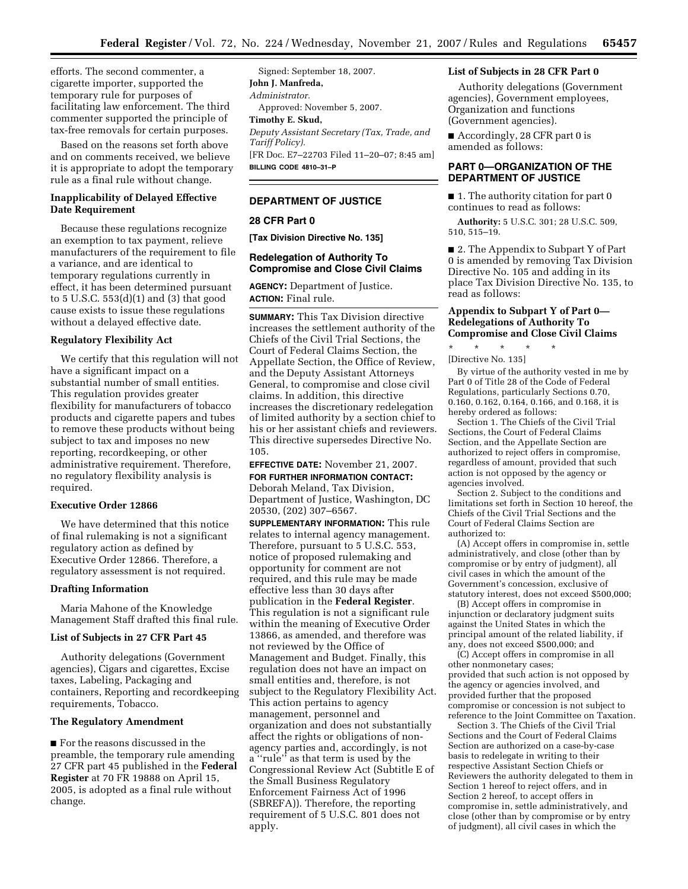efforts. The second commenter, a cigarette importer, supported the temporary rule for purposes of facilitating law enforcement. The third commenter supported the principle of tax-free removals for certain purposes.

Based on the reasons set forth above and on comments received, we believe it is appropriate to adopt the temporary rule as a final rule without change.

### Inapplicability of Delayed Effective Date Requirement

Because these regulations recognize an exemption to tax payment, relieve manufacturers of the requirement to file a variance, and are identical to temporary regulations currently in effect, it has been determined pursuant to 5 U.S.C. 553(d)(1) and (3) that good cause exists to issue these regulations without a delayed effective date.

### Regulatory Flexibility Act

We certify that this regulation will not have a significant impact on a substantial number of small entities. This regulation provides greater flexibility for manufacturers of tobacco products and cigarette papers and tubes to remove these products without being subject to tax and imposes no new reporting, recordkeeping, or other administrative requirement. Therefore, no regulatory flexibility analysis is required.

### Executive Order 12866

We have determined that this notice of final rulemaking is not a significant regulatory action as defined by Executive Order 12866. Therefore, a regulatory assessment is not required.

### Drafting Information

Maria Mahone of the Knowledge Management Staff drafted this final rule.

### List of Subjects in 27 CFR Part 45

Authority delegations (Government agencies), Cigars and cigarettes, Excise taxes, Labeling, Packaging and containers, Reporting and recordkeeping requirements, Tobacco.

### The Regulatory Amendment

■ For the reasons discussed in the preamble, the temporary rule amending 27 CFR part 45 published in the **Federal Register** at 70 FR 19888 on April 15, 2005, is adopted as a final rule without change.

Signed: September 18, 2007.

**John J. Manfreda,**

*Administrator.*

Approved: November 5, 2007.

**Timothy E. Skud,**

*Deputy Assistant Secretary (Tax, Trade, and Tariff Policy).*

[FR Doc. E7–22703 Filed 11–20–07; 8:45 am]

**BILLING CODE 4810–31–P**

---

## DEPARTMENT OF JUSTICE

### 28 CFR Part 0

**[Tax Division Directive No. 135]**

## Redelegation of Authority To Compromise and Close Civil Claims

**AGENCY:** Department of Justice.

**ACTION:** Final rule.

**SUMMARY:** This Tax Division directive increases the settlement authority of the Chiefs of the Civil Trial Sections, the Court of Federal Claims Section, the Appellate Section, the Office of Review, and the Deputy Assistant Attorneys General, to compromise and close civil claims. In addition, this directive increases the discretionary redelegation of limited authority by a section chief to his or her assistant chiefs and reviewers. This directive supersedes Directive No. 105.

**EFFECTIVE DATE:** November 21, 2007.

**FOR FURTHER INFORMATION CONTACT:** Deborah Meland, Tax Division, Department of Justice, Washington, DC 20530, (202) 307–6567.

**SUPPLEMENTARY INFORMATION:** This rule relates to internal agency management. Therefore, pursuant to 5 U.S.C. 553, notice of proposed rulemaking and opportunity for comment are not required, and this rule may be made effective less than 30 days after publication in the **Federal Register**. This regulation is not a significant rule within the meaning of Executive Order 13866, as amended, and therefore was not reviewed by the Office of Management and Budget. Finally, this regulation does not have an impact on small entities and, therefore, is not subject to the Regulatory Flexibility Act. This action pertains to agency management, personnel and organization and does not substantially affect the rights or obligations of non-agency parties and, accordingly, is not a ''rule'' as that term is used by the Congressional Review Act (Subtitle E of the Small Business Regulatory Enforcement Fairness Act of 1996 (SBREFA)). Therefore, the reporting requirement of 5 U.S.C. 801 does not apply.

### List of Subjects in 28 CFR Part 0

Authority delegations (Government agencies), Government employees, Organization and functions (Government agencies).

■ Accordingly, 28 CFR part 0 is amended as follows:

## PART 0—ORGANIZATION OF THE DEPARTMENT OF JUSTICE

■ 1. The authority citation for part 0 continues to read as follows:

**Authority:** 5 U.S.C. 301; 28 U.S.C. 509, 510, 515–19.

■ 2. The Appendix to Subpart Y of Part 0 is amended by removing Tax Division Directive No. 105 and adding in its place Tax Division Directive No. 135, to read as follows:

### Appendix to Subpart Y of Part 0—Redelegations of Authority To Compromise and Close Civil Claims

\* \* \* \* \*

[Directive No. 135]

By virtue of the authority vested in me by Part 0 of Title 28 of the Code of Federal Regulations, particularly Sections 0.70, 0.160, 0.162, 0.164, 0.166, and 0.168, it is hereby ordered as follows:

Section 1. The Chiefs of the Civil Trial Sections, the Court of Federal Claims Section, and the Appellate Section are authorized to reject offers in compromise, regardless of amount, provided that such action is not opposed by the agency or agencies involved.

Section 2. Subject to the conditions and limitations set forth in Section 10 hereof, the Chiefs of the Civil Trial Sections and the Court of Federal Claims Section are authorized to:

(A) Accept offers in compromise in, settle administratively, and close (other than by compromise or by entry of judgment), all civil cases in which the amount of the Government's concession, exclusive of statutory interest, does not exceed $500,000;

(B) Accept offers in compromise in injunction or declaratory judgment suits against the United States in which the principal amount of the related liability, if any, does not exceed $500,000; and

(C) Accept offers in compromise in all other nonmonetary cases;

provided that such action is not opposed by the agency or agencies involved, and provided further that the proposed compromise or concession is not subject to reference to the Joint Committee on Taxation.

Section 3. The Chiefs of the Civil Trial Sections and the Court of Federal Claims Section are authorized on a case-by-case basis to redelegate in writing to their respective Assistant Section Chiefs or Reviewers the authority delegated to them in Section 1 hereof to reject offers, and in Section 2 hereof, to accept offers in compromise in, settle administratively, and close (other than by compromise or by entry of judgment), all civil cases in which the